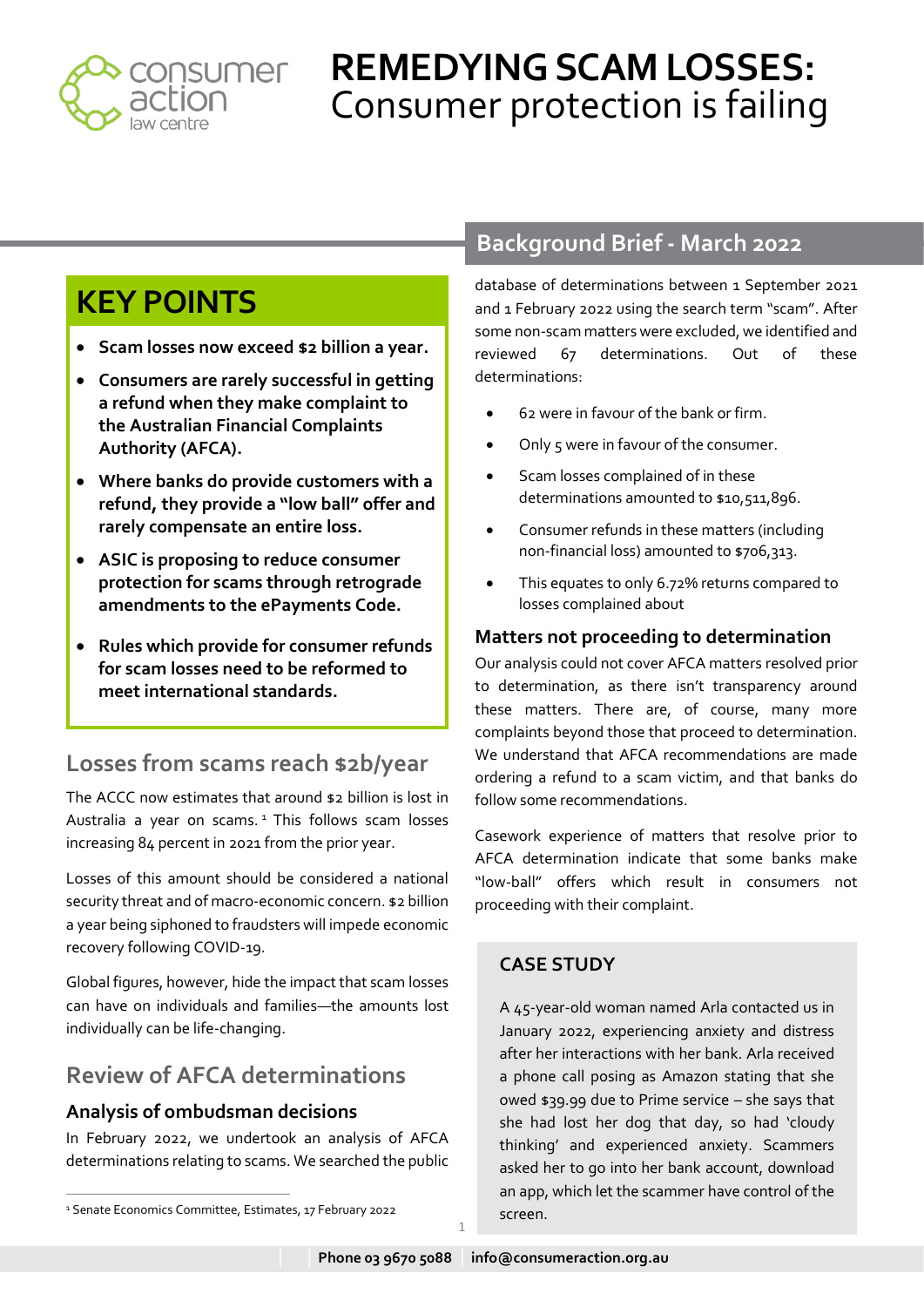# REMEDYING SCAM LOSSES: Consumer protection is failing

## Background Brief - March 2022

## KEY POINTS

- **Scam losses now exceed $2 billion a year.**
- **Consumers are rarely successful in getting a refund when they make complaint to the Australian Financial Complaints Authority (AFCA).**
- **Where banks do provide customers with a refund, they provide a "low ball" offer and rarely compensate an entire loss.**
- **ASIC is proposing to reduce consumer protection for scams through retrograde amendments to the ePayments Code.**
- **Rules which provide for consumer refunds for scam losses need to be reformed to meet international standards.**

## Losses from scams reach $2b/year

The ACCC now estimates that around $2 billion is lost in Australia a year on scams.[1] This follows scam losses increasing 84 percent in 2021 from the prior year.

Losses of this amount should be considered a national security threat and of macro-economic concern. $2 billion a year being siphoned to fraudsters will impede economic recovery following COVID-19.

Global figures, however, hide the impact that scam losses can have on individuals and families—the amounts lost individually can be life-changing.

## Review of AFCA determinations

### Analysis of ombudsman decisions

In February 2022, we undertook an analysis of AFCA determinations relating to scams. We searched the public database of determinations between 1 September 2021 and 1 February 2022 using the search term "scam". After some non-scam matters were excluded, we identified and reviewed 67 determinations. Out of these determinations:

- 62 were in favour of the bank or firm.
- Only 5 were in favour of the consumer.
- Scam losses complained of in these determinations amounted to $10,511,896.
- Consumer refunds in these matters (including non-financial loss) amounted to $706,313.
- This equates to only 6.72% returns compared to losses complained about

### Matters not proceeding to determination

Our analysis could not cover AFCA matters resolved prior to determination, as there isn't transparency around these matters. There are, of course, many more complaints beyond those that proceed to determination. We understand that AFCA recommendations are made ordering a refund to a scam victim, and that banks do follow some recommendations.

Casework experience of matters that resolve prior to AFCA determination indicate that some banks make "low-ball" offers which result in consumers not proceeding with their complaint.

### CASE STUDY

A 45-year-old woman named Arla contacted us in January 2022, experiencing anxiety and distress after her interactions with her bank. Arla received a phone call posing as Amazon stating that she owed $39.99 due to Prime service – she says that she had lost her dog that day, so had 'cloudy thinking' and experienced anxiety. Scammers asked her to go into her bank account, download an app, which let the scammer have control of the screen.

---

[1] Senate Economics Committee, Estimates, 17 February 2022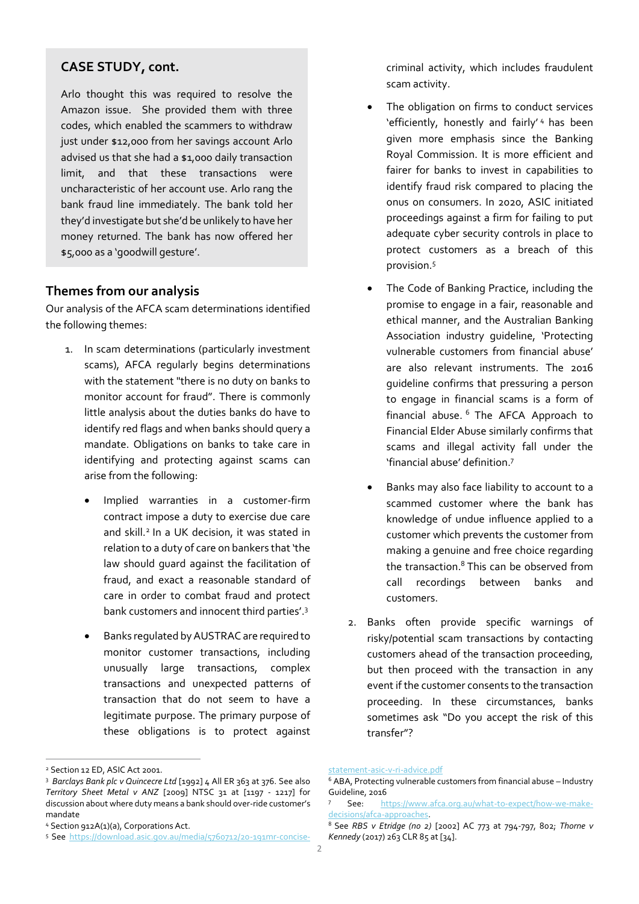## CASE STUDY, cont.

Arlo thought this was required to resolve the Amazon issue. She provided them with three codes, which enabled the scammers to withdraw just under $12,000 from her savings account Arlo advised us that she had a $1,000 daily transaction limit, and that these transactions were uncharacteristic of her account use. Arlo rang the bank fraud line immediately. The bank told her they'd investigate but she'd be unlikely to have her money returned. The bank has now offered her $5,000 as a 'goodwill gesture'.

## Themes from our analysis

Our analysis of the AFCA scam determinations identified the following themes:

1. In scam determinations (particularly investment scams), AFCA regularly begins determinations with the statement "there is no duty on banks to monitor account for fraud". There is commonly little analysis about the duties banks do have to identify red flags and when banks should query a mandate. Obligations on banks to take care in identifying and protecting against scams can arise from the following:

   - Implied warranties in a customer-firm contract impose a duty to exercise due care and skill.[2] In a UK decision, it was stated in relation to a duty of care on bankers that 'the law should guard against the facilitation of fraud, and exact a reasonable standard of care in order to combat fraud and protect bank customers and innocent third parties'.[3]
   - Banks regulated by AUSTRAC are required to monitor customer transactions, including unusually large transactions, complex transactions and unexpected patterns of transaction that do not seem to have a legitimate purpose. The primary purpose of these obligations is to protect against criminal activity, which includes fraudulent scam activity.
   - The obligation on firms to conduct services 'efficiently, honestly and fairly'[4] has been given more emphasis since the Banking Royal Commission. It is more efficient and fairer for banks to invest in capabilities to identify fraud risk compared to placing the onus on consumers. In 2020, ASIC initiated proceedings against a firm for failing to put adequate cyber security controls in place to protect customers as a breach of this provision.[5]
   - The Code of Banking Practice, including the promise to engage in a fair, reasonable and ethical manner, and the Australian Banking Association industry guideline, 'Protecting vulnerable customers from financial abuse' are also relevant instruments. The 2016 guideline confirms that pressuring a person to engage in financial scams is a form of financial abuse.[6] The AFCA Approach to Financial Elder Abuse similarly confirms that scams and illegal activity fall under the 'financial abuse' definition.[7]
   - Banks may also face liability to account to a scammed customer where the bank has knowledge of undue influence applied to a customer which prevents the customer from making a genuine and free choice regarding the transaction.[8] This can be observed from call recordings between banks and customers.

2. Banks often provide specific warnings of risky/potential scam transactions by contacting customers ahead of the transaction proceeding, but then proceed with the transaction in any event if the customer consents to the transaction proceeding. In these circumstances, banks sometimes ask "Do you accept the risk of this transfer"?

---

[2] Section 12 ED, ASIC Act 2001.

[3] *Barclays Bank plc v Quincecre Ltd* [1992] 4 All ER 363 at 376. See also *Territory Sheet Metal v ANZ* [2009] NTSC 31 at [1197 - 1217] for discussion about where duty means a bank should over-ride customer's mandate

[4] Section 912A(1)(a), Corporations Act.

[5] See https://download.asic.gov.au/media/5760712/20-191mr-concise-statement-asic-v-ri-advice.pdf

[6] ABA, Protecting vulnerable customers from financial abuse – Industry Guideline, 2016

[7] See: https://www.afca.org.au/what-to-expect/how-we-make-decisions/afca-approaches.

[8] See *RBS v Etridge (no 2)* [2002] AC 773 at 794-797, 802; *Thorne v Kennedy* (2017) 263 CLR 85 at [34].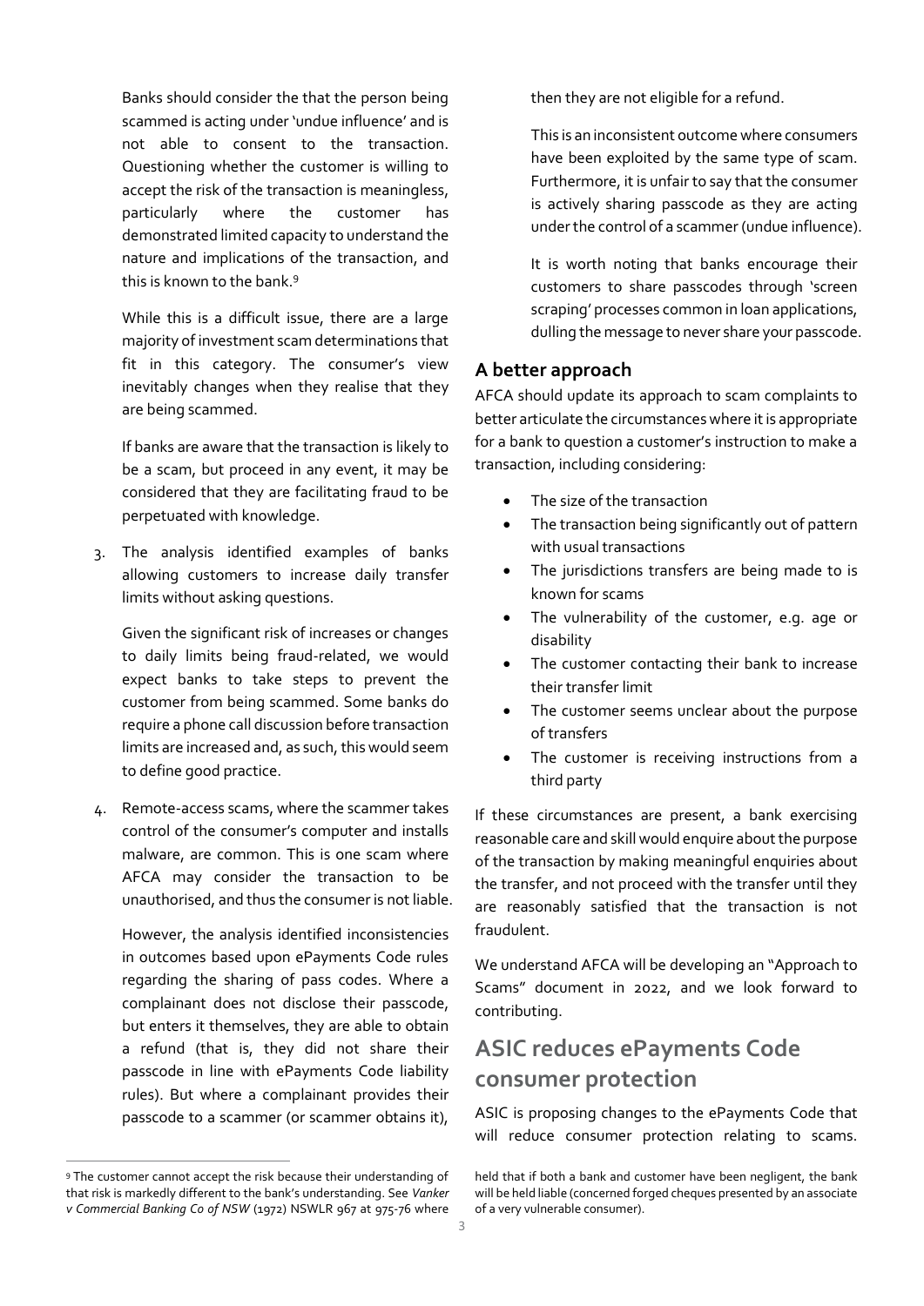Banks should consider the that the person being scammed is acting under 'undue influence' and is not able to consent to the transaction. Questioning whether the customer is willing to accept the risk of the transaction is meaningless, particularly where the customer has demonstrated limited capacity to understand the nature and implications of the transaction, and this is known to the bank.[9]

While this is a difficult issue, there are a large majority of investment scam determinations that fit in this category. The consumer's view inevitably changes when they realise that they are being scammed.

If banks are aware that the transaction is likely to be a scam, but proceed in any event, it may be considered that they are facilitating fraud to be perpetuated with knowledge.

3. The analysis identified examples of banks allowing customers to increase daily transfer limits without asking questions.

   Given the significant risk of increases or changes to daily limits being fraud-related, we would expect banks to take steps to prevent the customer from being scammed. Some banks do require a phone call discussion before transaction limits are increased and, as such, this would seem to define good practice.

4. Remote-access scams, where the scammer takes control of the consumer's computer and installs malware, are common. This is one scam where AFCA may consider the transaction to be unauthorised, and thus the consumer is not liable.

   However, the analysis identified inconsistencies in outcomes based upon ePayments Code rules regarding the sharing of pass codes. Where a complainant does not disclose their passcode, but enters it themselves, they are able to obtain a refund (that is, they did not share their passcode in line with ePayments Code liability rules). But where a complainant provides their passcode to a scammer (or scammer obtains it), then they are not eligible for a refund.

   This is an inconsistent outcome where consumers have been exploited by the same type of scam. Furthermore, it is unfair to say that the consumer is actively sharing passcode as they are acting under the control of a scammer (undue influence).

   It is worth noting that banks encourage their customers to share passcodes through 'screen scraping' processes common in loan applications, dulling the message to never share your passcode.

## A better approach

AFCA should update its approach to scam complaints to better articulate the circumstances where it is appropriate for a bank to question a customer's instruction to make a transaction, including considering:

- The size of the transaction
- The transaction being significantly out of pattern with usual transactions
- The jurisdictions transfers are being made to is known for scams
- The vulnerability of the customer, e.g. age or disability
- The customer contacting their bank to increase their transfer limit
- The customer seems unclear about the purpose of transfers
- The customer is receiving instructions from a third party

If these circumstances are present, a bank exercising reasonable care and skill would enquire about the purpose of the transaction by making meaningful enquiries about the transfer, and not proceed with the transfer until they are reasonably satisfied that the transaction is not fraudulent.

We understand AFCA will be developing an "Approach to Scams" document in 2022, and we look forward to contributing.

# ASIC reduces ePayments Code consumer protection

ASIC is proposing changes to the ePayments Code that will reduce consumer protection relating to scams.

[9] The customer cannot accept the risk because their understanding of that risk is markedly different to the bank's understanding. See *Vanker v Commercial Banking Co of NSW* (1972) NSWLR 967 at 975-76 where held that if both a bank and customer have been negligent, the bank will be held liable (concerned forged cheques presented by an associate of a very vulnerable consumer).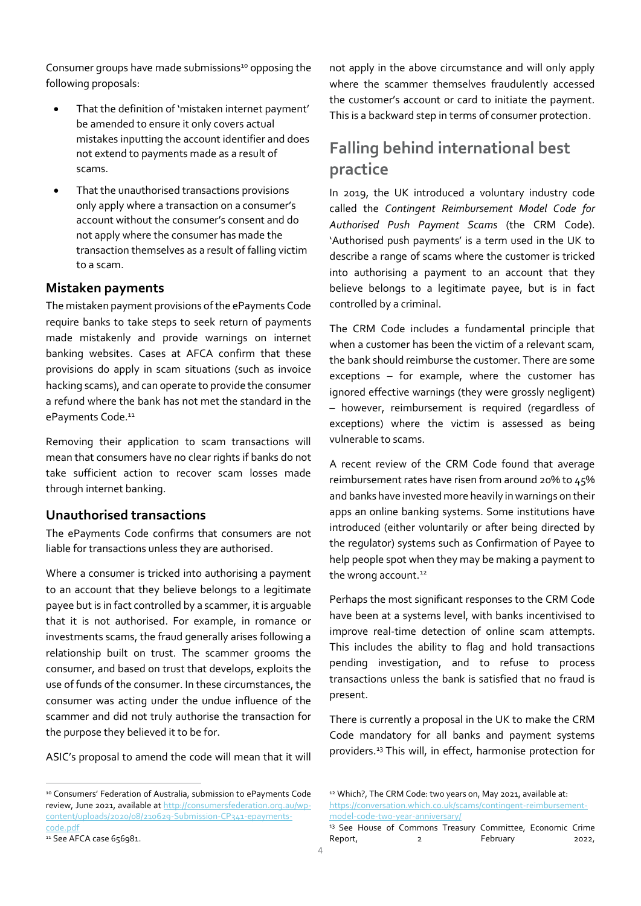Consumer groups have made submissions[10] opposing the following proposals:

- That the definition of 'mistaken internet payment' be amended to ensure it only covers actual mistakes inputting the account identifier and does not extend to payments made as a result of scams.
- That the unauthorised transactions provisions only apply where a transaction on a consumer's account without the consumer's consent and do not apply where the consumer has made the transaction themselves as a result of falling victim to a scam.

### Mistaken payments

The mistaken payment provisions of the ePayments Code require banks to take steps to seek return of payments made mistakenly and provide warnings on internet banking websites. Cases at AFCA confirm that these provisions do apply in scam situations (such as invoice hacking scams), and can operate to provide the consumer a refund where the bank has not met the standard in the ePayments Code.[11]

Removing their application to scam transactions will mean that consumers have no clear rights if banks do not take sufficient action to recover scam losses made through internet banking.

### Unauthorised transactions

The ePayments Code confirms that consumers are not liable for transactions unless they are authorised.

Where a consumer is tricked into authorising a payment to an account that they believe belongs to a legitimate payee but is in fact controlled by a scammer, it is arguable that it is not authorised. For example, in romance or investments scams, the fraud generally arises following a relationship built on trust. The scammer grooms the consumer, and based on trust that develops, exploits the use of funds of the consumer. In these circumstances, the consumer was acting under the undue influence of the scammer and did not truly authorise the transaction for the purpose they believed it to be for.

ASIC's proposal to amend the code will mean that it will not apply in the above circumstance and will only apply where the scammer themselves fraudulently accessed the customer's account or card to initiate the payment. This is a backward step in terms of consumer protection.

## Falling behind international best practice

In 2019, the UK introduced a voluntary industry code called the *Contingent Reimbursement Model Code for Authorised Push Payment Scams* (the CRM Code). 'Authorised push payments' is a term used in the UK to describe a range of scams where the customer is tricked into authorising a payment to an account that they believe belongs to a legitimate payee, but is in fact controlled by a criminal.

The CRM Code includes a fundamental principle that when a customer has been the victim of a relevant scam, the bank should reimburse the customer. There are some exceptions – for example, where the customer has ignored effective warnings (they were grossly negligent) – however, reimbursement is required (regardless of exceptions) where the victim is assessed as being vulnerable to scams.

A recent review of the CRM Code found that average reimbursement rates have risen from around 20% to 45% and banks have invested more heavily in warnings on their apps an online banking systems. Some institutions have introduced (either voluntarily or after being directed by the regulator) systems such as Confirmation of Payee to help people spot when they may be making a payment to the wrong account.[12]

Perhaps the most significant responses to the CRM Code have been at a systems level, with banks incentivised to improve real-time detection of online scam attempts. This includes the ability to flag and hold transactions pending investigation, and to refuse to process transactions unless the bank is satisfied that no fraud is present.

There is currently a proposal in the UK to make the CRM Code mandatory for all banks and payment systems providers.[13] This will, in effect, harmonise protection for

---

[10] Consumers' Federation of Australia, submission to ePayments Code review, June 2021, available at http://consumersfederation.org.au/wp-content/uploads/2020/08/210629-Submission-CP341-epayments-code.pdf

[11] See AFCA case 656981.

[12] Which?, The CRM Code: two years on, May 2021, available at: https://conversation.which.co.uk/scams/contingent-reimbursement-model-code-two-year-anniversary/

[13] See House of Commons Treasury Committee, Economic Crime Report, 2 February 2022,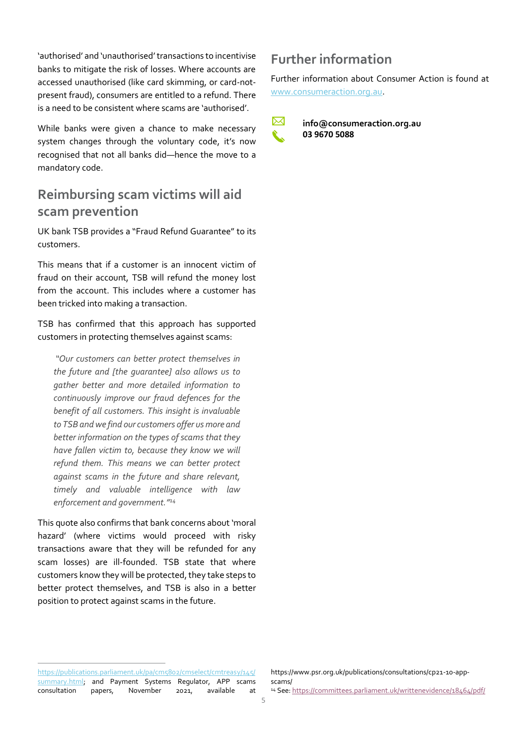'authorised' and 'unauthorised' transactions to incentivise banks to mitigate the risk of losses. Where accounts are accessed unauthorised (like card skimming, or card-not-present fraud), consumers are entitled to a refund. There is a need to be consistent where scams are 'authorised'.

While banks were given a chance to make necessary system changes through the voluntary code, it's now recognised that not all banks did—hence the move to a mandatory code.

## Reimbursing scam victims will aid scam prevention

UK bank TSB provides a "Fraud Refund Guarantee" to its customers.

This means that if a customer is an innocent victim of fraud on their account, TSB will refund the money lost from the account. This includes where a customer has been tricked into making a transaction.

TSB has confirmed that this approach has supported customers in protecting themselves against scams:

> *"Our customers can better protect themselves in the future and [the guarantee] also allows us to gather better and more detailed information to continuously improve our fraud defences for the benefit of all customers. This insight is invaluable to TSB and we find our customers offer us more and better information on the types of scams that they have fallen victim to, because they know we will refund them. This means we can better protect against scams in the future and share relevant, timely and valuable intelligence with law enforcement and government."*[14]

This quote also confirms that bank concerns about 'moral hazard' (where victims would proceed with risky transactions aware that they will be refunded for any scam losses) are ill-founded. TSB state that where customers know they will be protected, they take steps to better protect themselves, and TSB is also in a better position to protect against scams in the future.

## Further information

Further information about Consumer Action is found at www.consumeraction.org.au.

**info@consumeraction.org.au**
**03 9670 5088**

---

https://publications.parliament.uk/pa/cm5802/cmselect/cmtreasy/145/summary.html; and Payment Systems Regulator, APP scams consultation papers, November 2021, available at https://www.psr.org.uk/publications/consultations/cp21-10-app-scams/

[14] See: https://committees.parliament.uk/writtenevidence/18464/pdf/